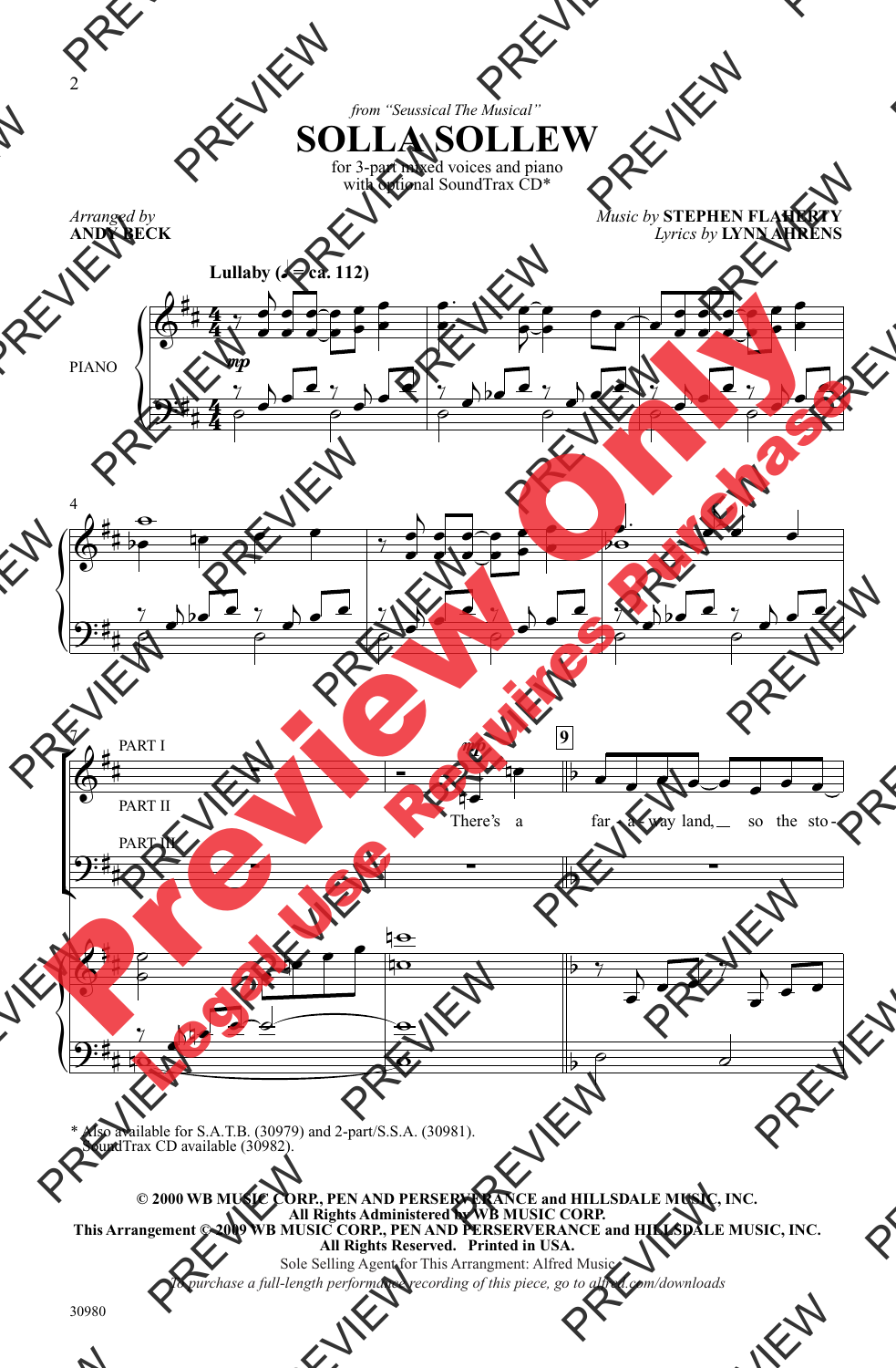*from "Seussical The Musical"*

# SOLLA SOLLEW

for 3-part mixed voices and piano
with optional SoundTrax CD*

*Arranged by*
**ANDY BECK**

*Music by* **STEPHEN FLAHERTY**
*Lyrics by* **LYNN AHRENS**

**Lullaby** (♩ = ca. 112)

PIANO

PART I

PART II

PART III

There's a far - a - way land, so the sto -

\* Also available for S.A.T.B. (30979) and 2-part/S.S.A. (30981).
SoundTrax CD available (30982).

**© 2000 WB MUSIC CORP., PEN AND PERSERVERANCE and HILLSDALE MUSIC, INC.**
**All Rights Administered by WB MUSIC CORP.**
**This Arrangement © 2009 WB MUSIC CORP., PEN AND PERSERVERANCE and HILLSDALE MUSIC, INC.**
**All Rights Reserved. Printed in USA.**
Sole Selling Agent for This Arrangment: Alfred Music
*To purchase a full-length performance recording of this piece, go to alfred.com/downloads*

30980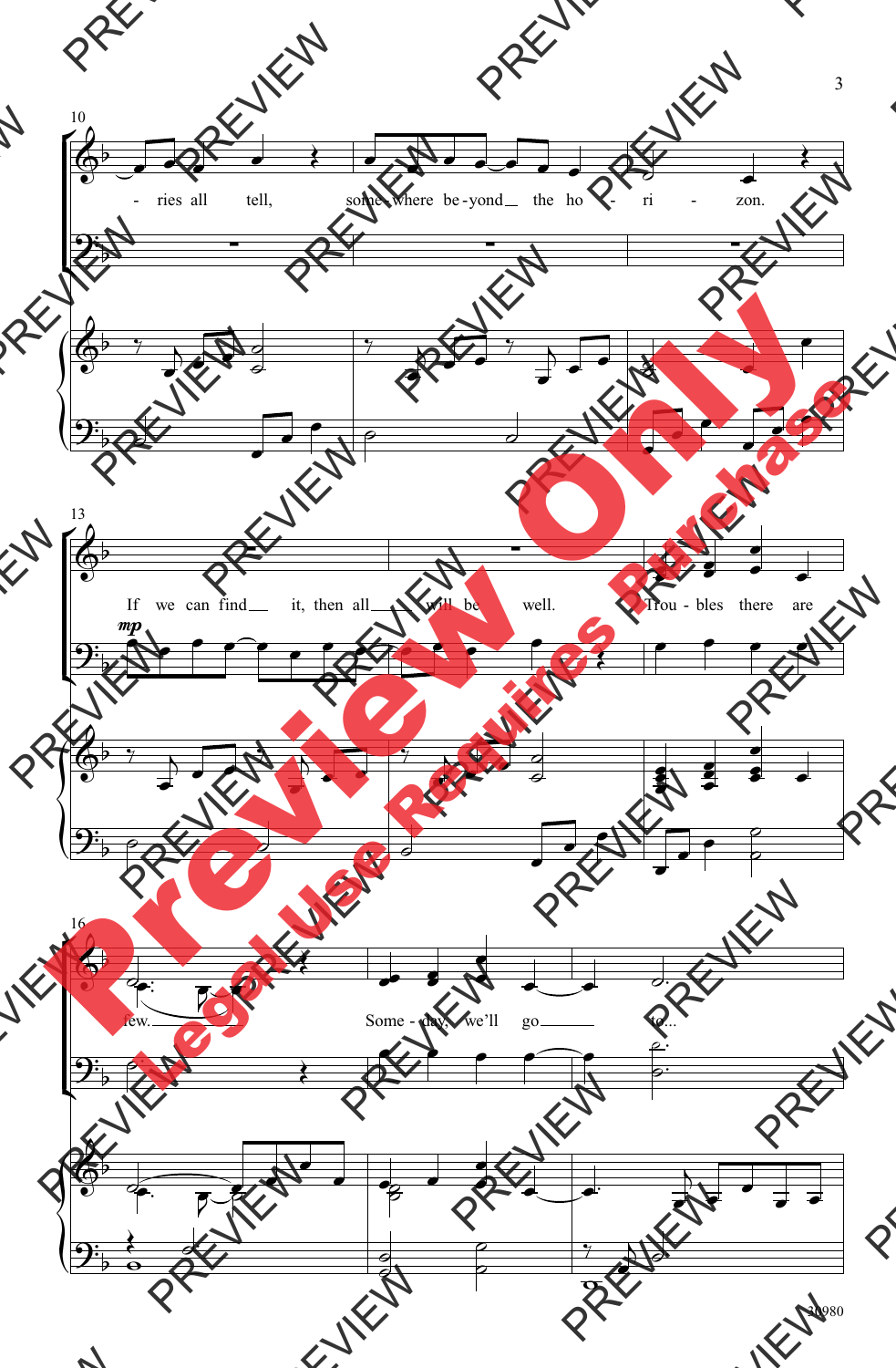10

- ries all tell, some-where be-yond the ho - ri - zon.

13

*mp*

If we can find it, then all will be well. Trou - bles there are

16

few. Some - day, we'll go to...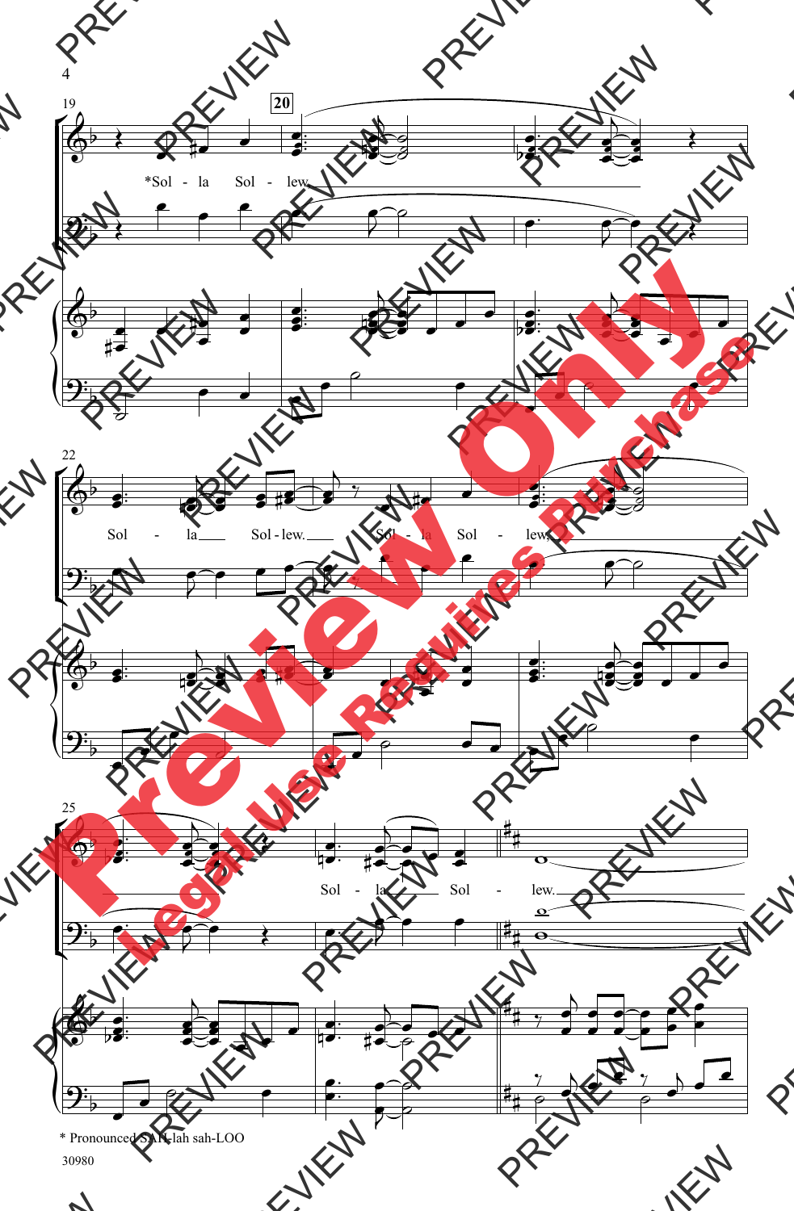*Sol - la Sol - lew.

Sol - la Sol - lew. Sol - la Sol - lew.

Sol - la Sol - lew.

\* Pronounced SAH-lah sah-LOO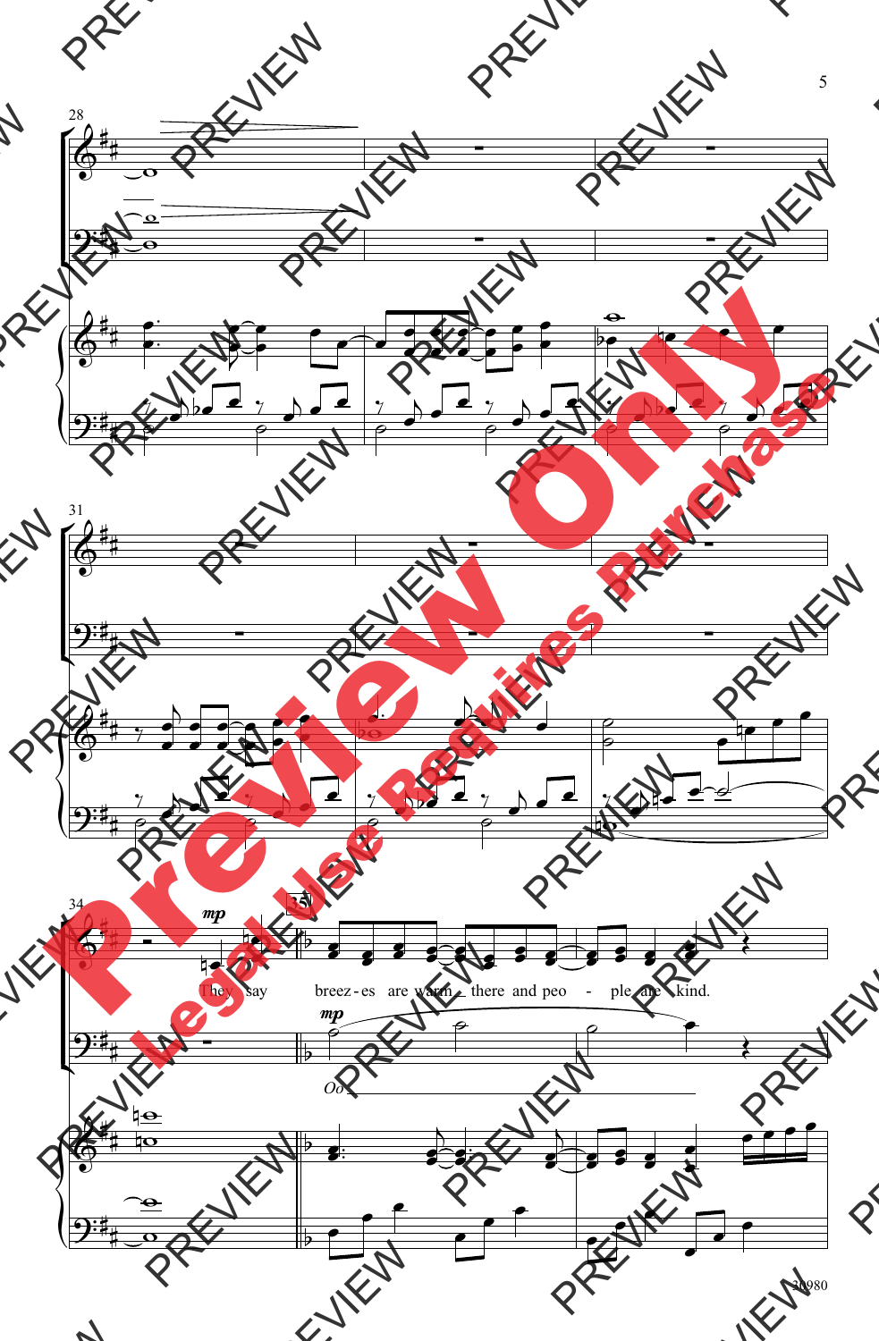They say breez - es are warm there and peo - ple are kind.

Oo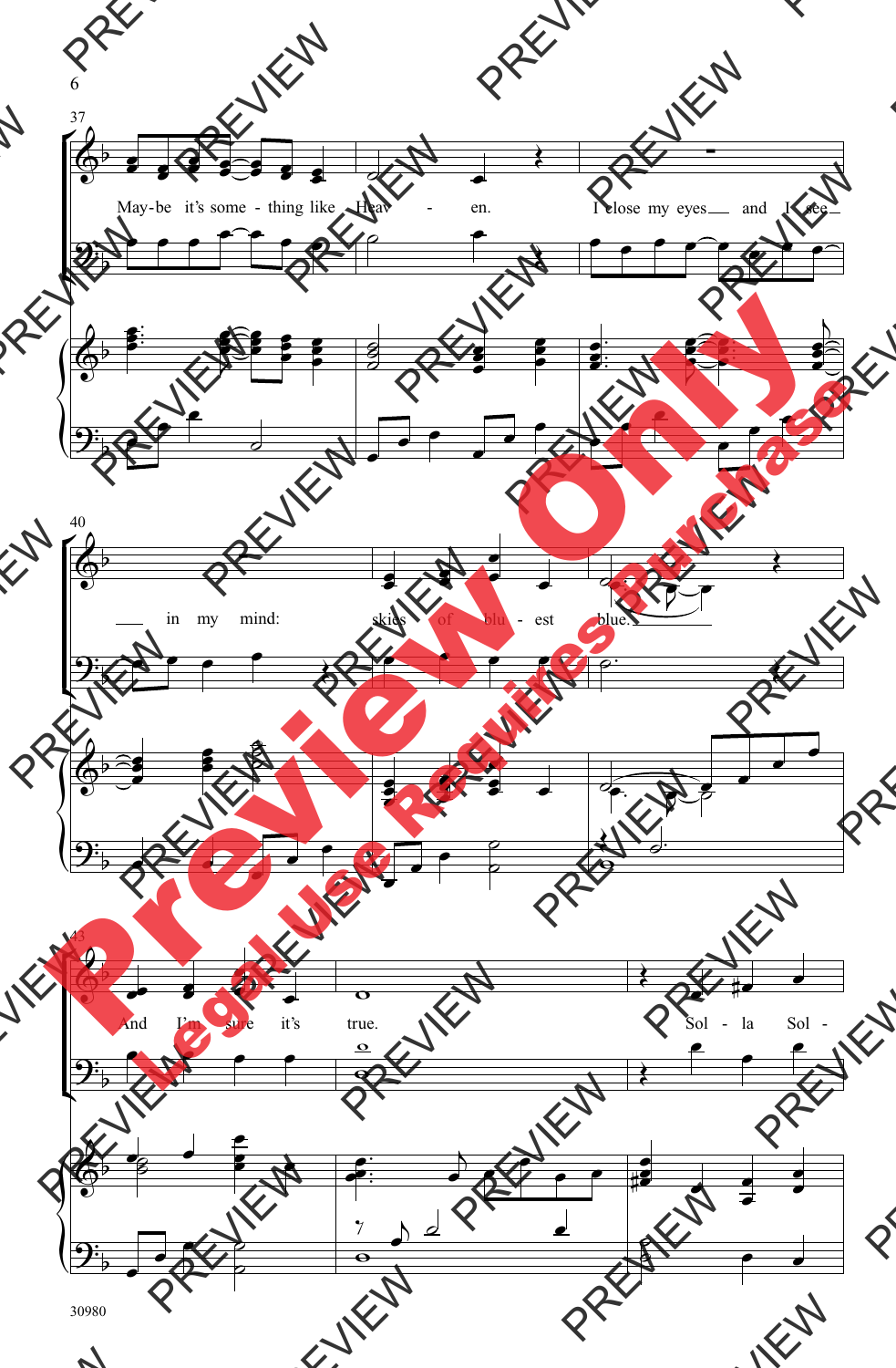May-be it's some - thing like Heav - en.

I close my eyes and I see in my mind: skies of blu - est blue.

And I'm sure it's true.

Sol - la Sol -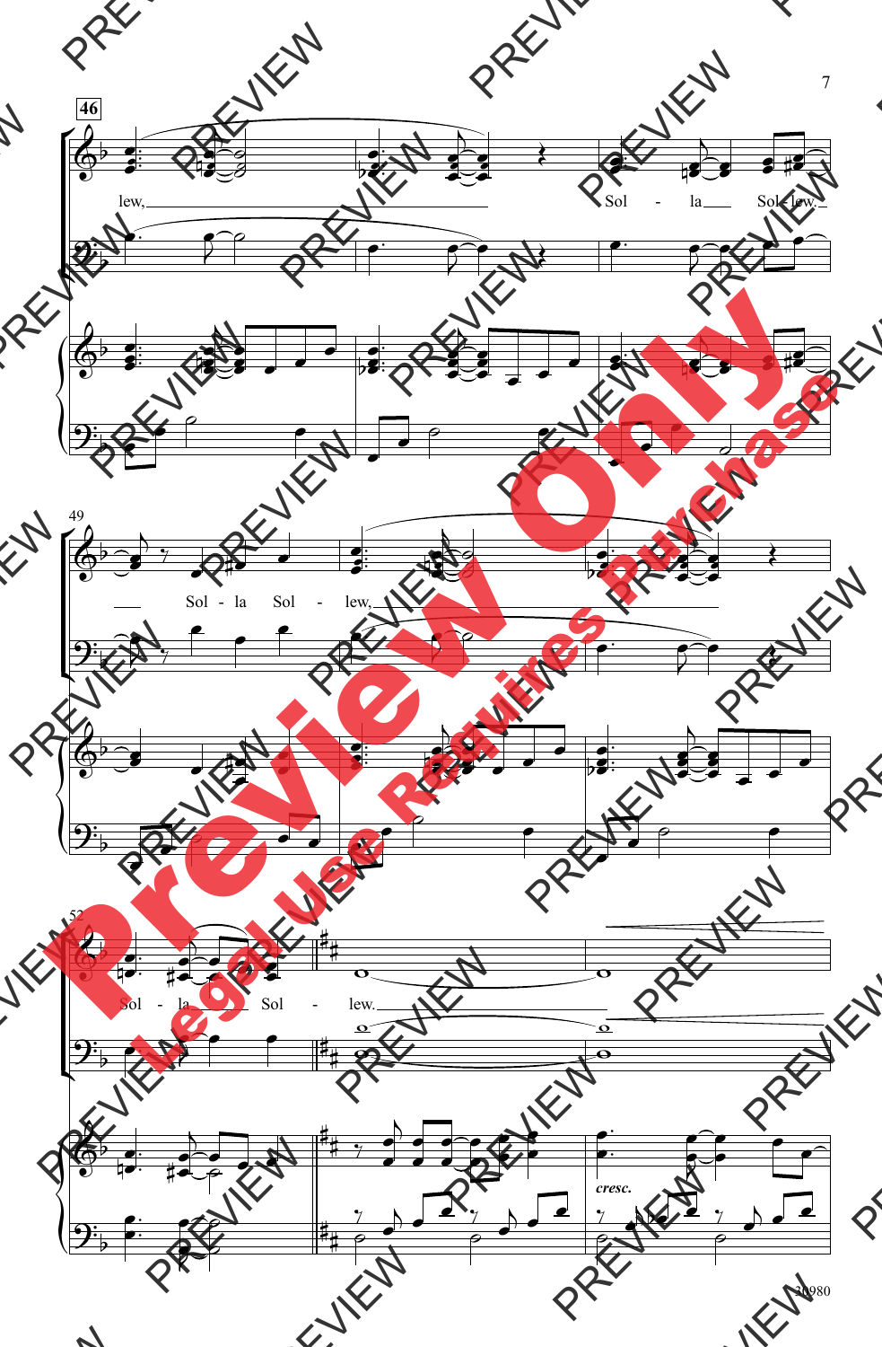46

lew, Sol - la Sol - lew.

49

Sol - la Sol - lew,

52

Sol - la Sol - lew.

*cresc.*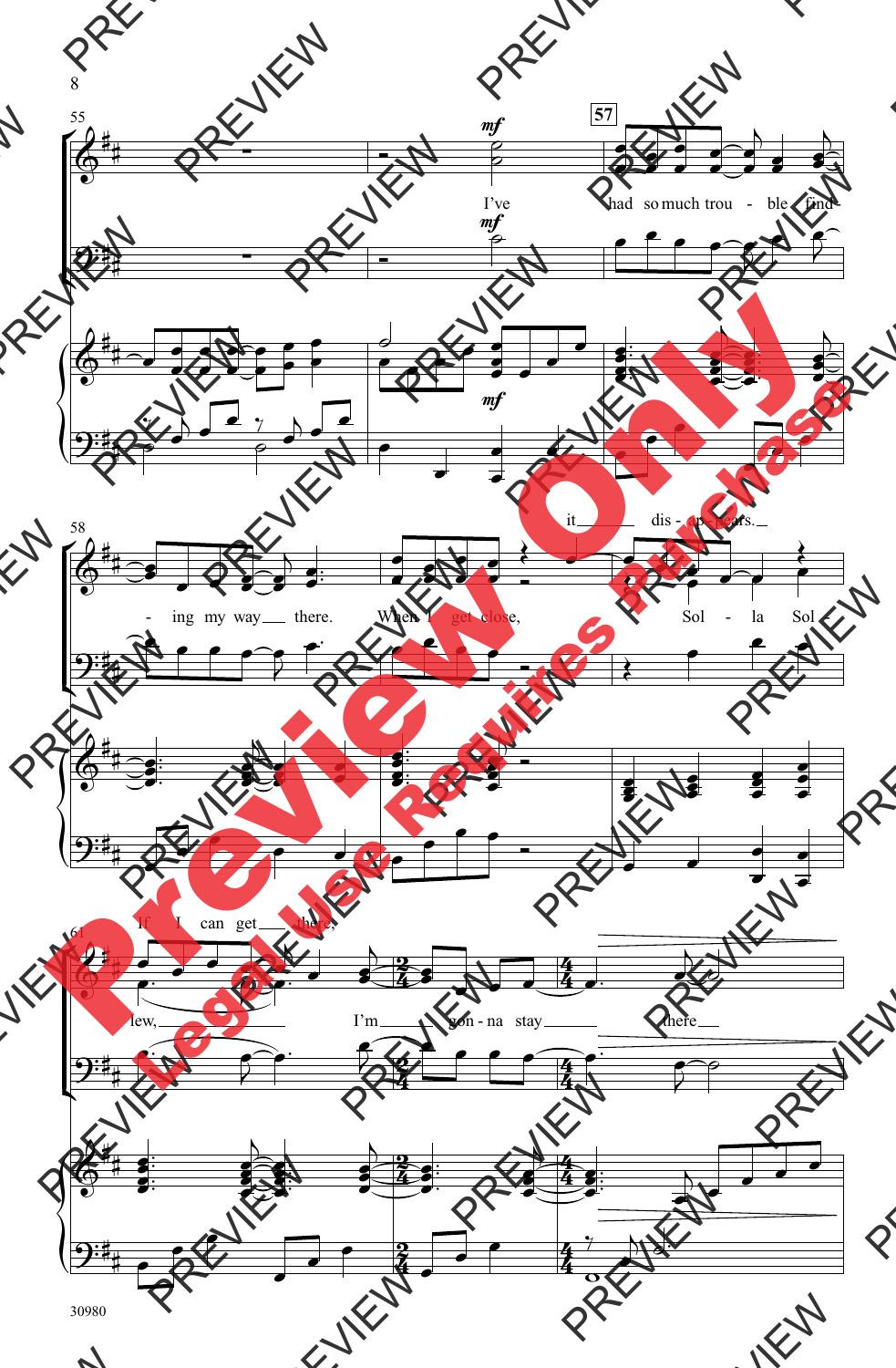mf

57

I've had so much trou - ble find - ing my way there.

When I get close, it dis - ap - pears.

Sol - la Sol - lew,

If I can get there,

I'm gon - na stay there

30980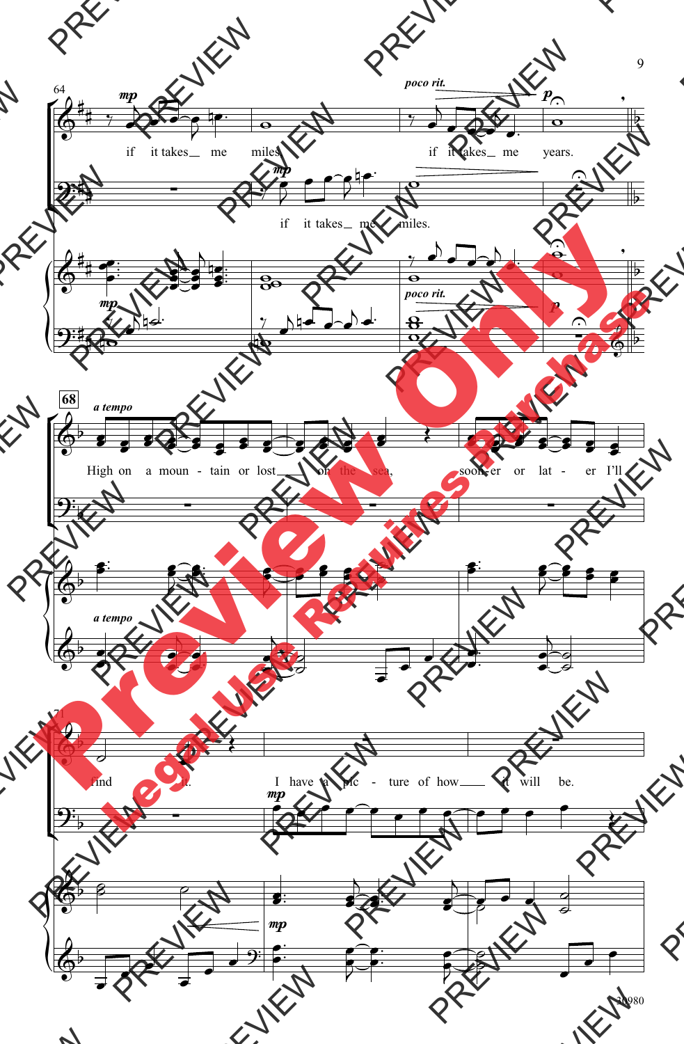64

*mp*

if it takes_ me miles.

if it takes_ me years.

*poco rit.*

*p*

*mp*

if it takes_ me miles.

*mp*

*poco rit.*

*p*

68

*a tempo*

High on a moun - tain or lost_ on the sea,

soon - er or lat - er I'll

*a tempo*

71

find it.

I have a pic - ture of how_ it will be.

*mp*

*mp*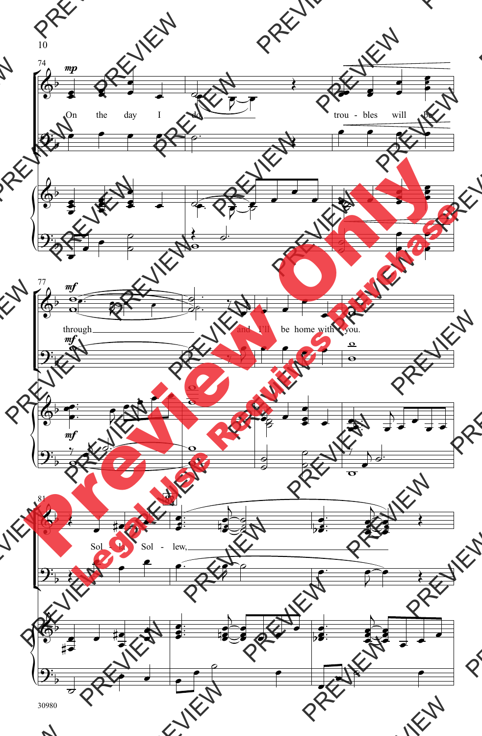On the day I do trou - bles will be

through and I'll be home with you.

Sol - la Sol - lew,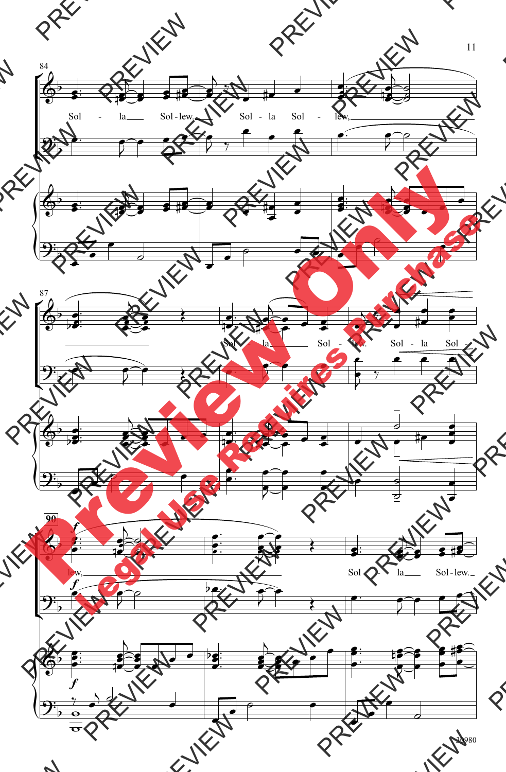Sol - la Sol - lew, Sol - la Sol - lew,

Sol - la Sol - lew. Sol - la Sol - lew,

Sol - la Sol - lew.